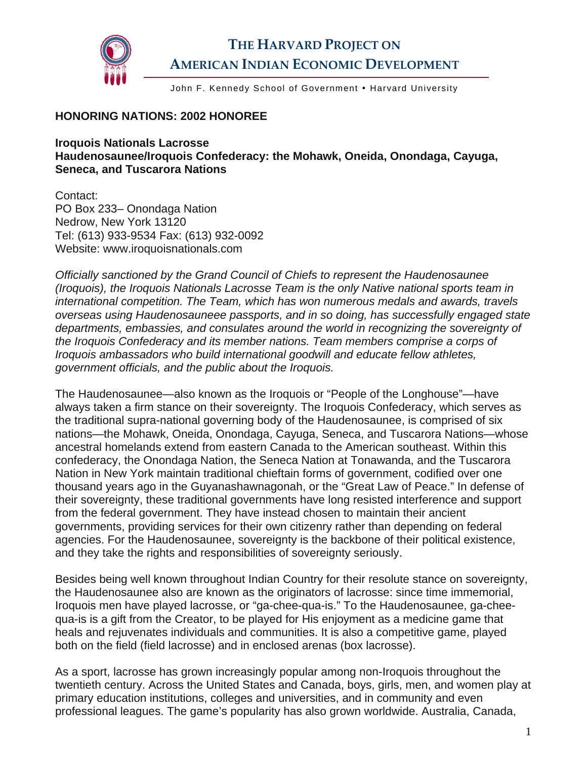# THE HARVARD PROJECT ON AMERICAN INDIAN ECONOMIC DEVELOPMENT

John F. Kennedy School of Government • Harvard University

**HONORING NATIONS: 2002 HONOREE**

**Iroquois Nationals Lacrosse**
**Haudenosaunee/Iroquois Confederacy: the Mohawk, Oneida, Onondaga, Cayuga, Seneca, and Tuscarora Nations**

Contact:
PO Box 233– Onondaga Nation
Nedrow, New York 13120
Tel: (613) 933-9534 Fax: (613) 932-0092
Website: www.iroquoisnationals.com

*Officially sanctioned by the Grand Council of Chiefs to represent the Haudenosaunee (Iroquois), the Iroquois Nationals Lacrosse Team is the only Native national sports team in international competition. The Team, which has won numerous medals and awards, travels overseas using Haudenosauneee passports, and in so doing, has successfully engaged state departments, embassies, and consulates around the world in recognizing the sovereignty of the Iroquois Confederacy and its member nations. Team members comprise a corps of Iroquois ambassadors who build international goodwill and educate fellow athletes, government officials, and the public about the Iroquois.*

The Haudenosaunee—also known as the Iroquois or "People of the Longhouse"—have always taken a firm stance on their sovereignty. The Iroquois Confederacy, which serves as the traditional supra-national governing body of the Haudenosaunee, is comprised of six nations—the Mohawk, Oneida, Onondaga, Cayuga, Seneca, and Tuscarora Nations—whose ancestral homelands extend from eastern Canada to the American southeast. Within this confederacy, the Onondaga Nation, the Seneca Nation at Tonawanda, and the Tuscarora Nation in New York maintain traditional chieftain forms of government, codified over one thousand years ago in the Guyanashawnagonah, or the "Great Law of Peace." In defense of their sovereignty, these traditional governments have long resisted interference and support from the federal government. They have instead chosen to maintain their ancient governments, providing services for their own citizenry rather than depending on federal agencies. For the Haudenosaunee, sovereignty is the backbone of their political existence, and they take the rights and responsibilities of sovereignty seriously.

Besides being well known throughout Indian Country for their resolute stance on sovereignty, the Haudenosaunee also are known as the originators of lacrosse: since time immemorial, Iroquois men have played lacrosse, or "ga-chee-qua-is." To the Haudenosaunee, ga-chee-qua-is is a gift from the Creator, to be played for His enjoyment as a medicine game that heals and rejuvenates individuals and communities. It is also a competitive game, played both on the field (field lacrosse) and in enclosed arenas (box lacrosse).

As a sport, lacrosse has grown increasingly popular among non-Iroquois throughout the twentieth century. Across the United States and Canada, boys, girls, men, and women play at primary education institutions, colleges and universities, and in community and even professional leagues. The game's popularity has also grown worldwide. Australia, Canada,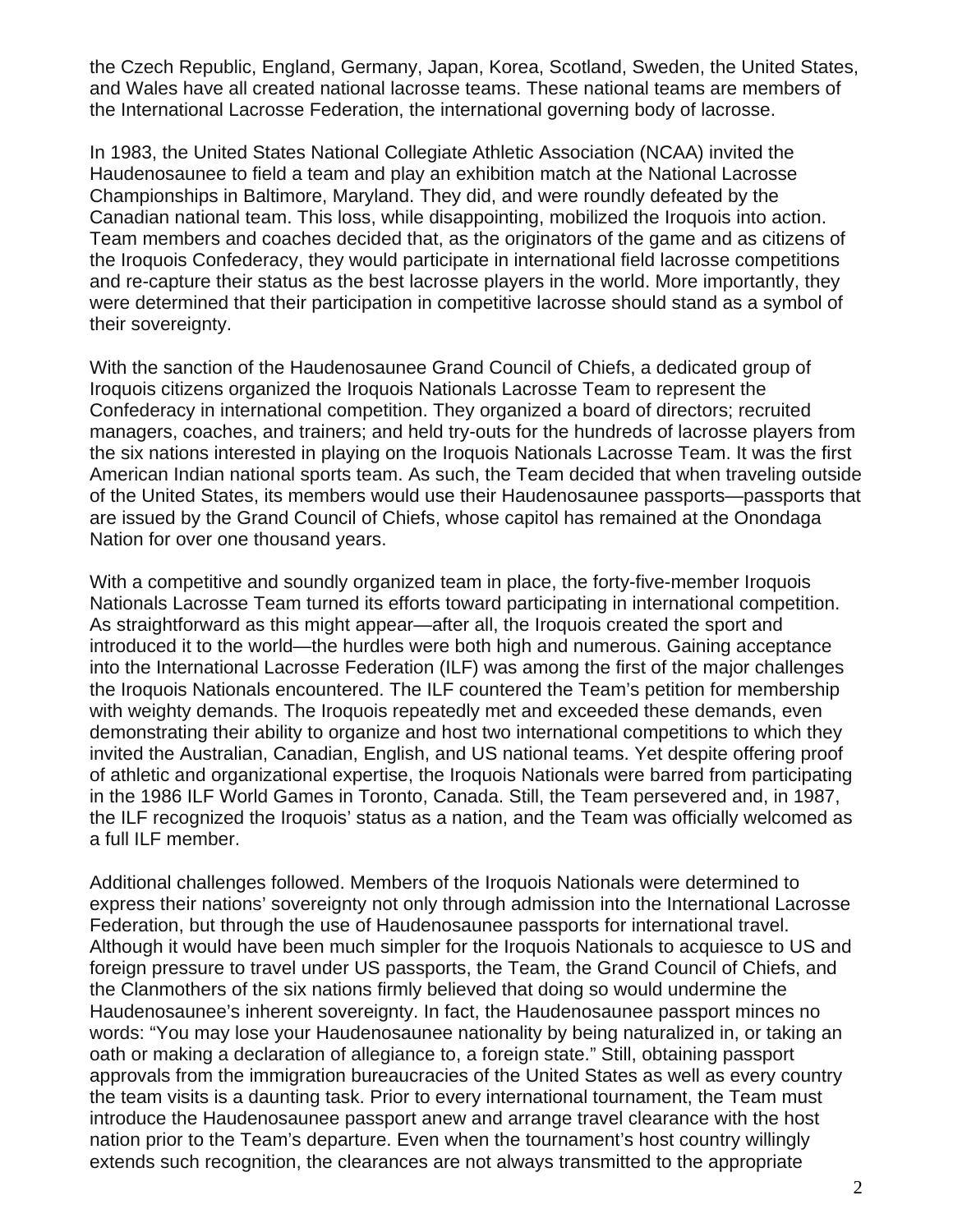the Czech Republic, England, Germany, Japan, Korea, Scotland, Sweden, the United States, and Wales have all created national lacrosse teams. These national teams are members of the International Lacrosse Federation, the international governing body of lacrosse.

In 1983, the United States National Collegiate Athletic Association (NCAA) invited the Haudenosaunee to field a team and play an exhibition match at the National Lacrosse Championships in Baltimore, Maryland. They did, and were roundly defeated by the Canadian national team. This loss, while disappointing, mobilized the Iroquois into action. Team members and coaches decided that, as the originators of the game and as citizens of the Iroquois Confederacy, they would participate in international field lacrosse competitions and re-capture their status as the best lacrosse players in the world. More importantly, they were determined that their participation in competitive lacrosse should stand as a symbol of their sovereignty.

With the sanction of the Haudenosaunee Grand Council of Chiefs, a dedicated group of Iroquois citizens organized the Iroquois Nationals Lacrosse Team to represent the Confederacy in international competition. They organized a board of directors; recruited managers, coaches, and trainers; and held try-outs for the hundreds of lacrosse players from the six nations interested in playing on the Iroquois Nationals Lacrosse Team. It was the first American Indian national sports team. As such, the Team decided that when traveling outside of the United States, its members would use their Haudenosaunee passports—passports that are issued by the Grand Council of Chiefs, whose capitol has remained at the Onondaga Nation for over one thousand years.

With a competitive and soundly organized team in place, the forty-five-member Iroquois Nationals Lacrosse Team turned its efforts toward participating in international competition. As straightforward as this might appear—after all, the Iroquois created the sport and introduced it to the world—the hurdles were both high and numerous. Gaining acceptance into the International Lacrosse Federation (ILF) was among the first of the major challenges the Iroquois Nationals encountered. The ILF countered the Team's petition for membership with weighty demands. The Iroquois repeatedly met and exceeded these demands, even demonstrating their ability to organize and host two international competitions to which they invited the Australian, Canadian, English, and US national teams. Yet despite offering proof of athletic and organizational expertise, the Iroquois Nationals were barred from participating in the 1986 ILF World Games in Toronto, Canada. Still, the Team persevered and, in 1987, the ILF recognized the Iroquois' status as a nation, and the Team was officially welcomed as a full ILF member.

Additional challenges followed. Members of the Iroquois Nationals were determined to express their nations' sovereignty not only through admission into the International Lacrosse Federation, but through the use of Haudenosaunee passports for international travel. Although it would have been much simpler for the Iroquois Nationals to acquiesce to US and foreign pressure to travel under US passports, the Team, the Grand Council of Chiefs, and the Clanmothers of the six nations firmly believed that doing so would undermine the Haudenosaunee's inherent sovereignty. In fact, the Haudenosaunee passport minces no words: "You may lose your Haudenosaunee nationality by being naturalized in, or taking an oath or making a declaration of allegiance to, a foreign state." Still, obtaining passport approvals from the immigration bureaucracies of the United States as well as every country the team visits is a daunting task. Prior to every international tournament, the Team must introduce the Haudenosaunee passport anew and arrange travel clearance with the host nation prior to the Team's departure. Even when the tournament's host country willingly extends such recognition, the clearances are not always transmitted to the appropriate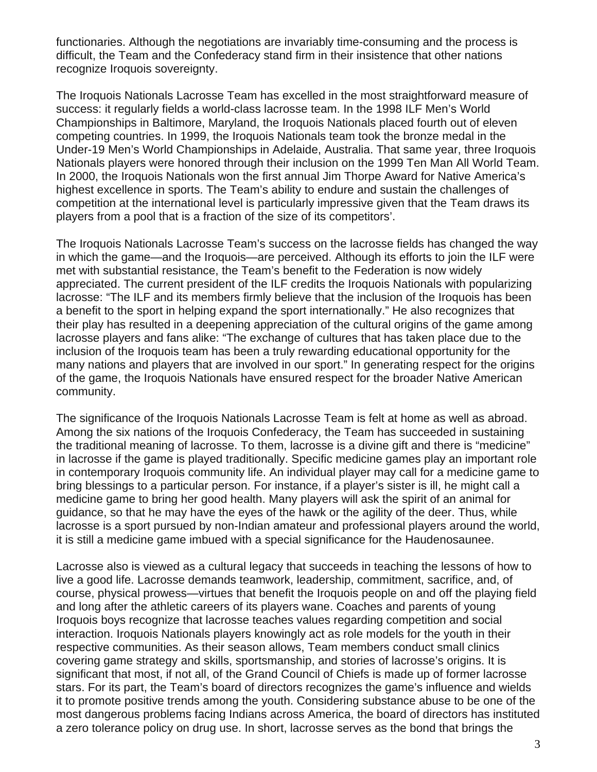functionaries. Although the negotiations are invariably time-consuming and the process is difficult, the Team and the Confederacy stand firm in their insistence that other nations recognize Iroquois sovereignty.

The Iroquois Nationals Lacrosse Team has excelled in the most straightforward measure of success: it regularly fields a world-class lacrosse team. In the 1998 ILF Men's World Championships in Baltimore, Maryland, the Iroquois Nationals placed fourth out of eleven competing countries. In 1999, the Iroquois Nationals team took the bronze medal in the Under-19 Men's World Championships in Adelaide, Australia. That same year, three Iroquois Nationals players were honored through their inclusion on the 1999 Ten Man All World Team. In 2000, the Iroquois Nationals won the first annual Jim Thorpe Award for Native America's highest excellence in sports. The Team's ability to endure and sustain the challenges of competition at the international level is particularly impressive given that the Team draws its players from a pool that is a fraction of the size of its competitors'.

The Iroquois Nationals Lacrosse Team's success on the lacrosse fields has changed the way in which the game—and the Iroquois—are perceived. Although its efforts to join the ILF were met with substantial resistance, the Team's benefit to the Federation is now widely appreciated. The current president of the ILF credits the Iroquois Nationals with popularizing lacrosse: "The ILF and its members firmly believe that the inclusion of the Iroquois has been a benefit to the sport in helping expand the sport internationally." He also recognizes that their play has resulted in a deepening appreciation of the cultural origins of the game among lacrosse players and fans alike: "The exchange of cultures that has taken place due to the inclusion of the Iroquois team has been a truly rewarding educational opportunity for the many nations and players that are involved in our sport." In generating respect for the origins of the game, the Iroquois Nationals have ensured respect for the broader Native American community.

The significance of the Iroquois Nationals Lacrosse Team is felt at home as well as abroad. Among the six nations of the Iroquois Confederacy, the Team has succeeded in sustaining the traditional meaning of lacrosse. To them, lacrosse is a divine gift and there is "medicine" in lacrosse if the game is played traditionally. Specific medicine games play an important role in contemporary Iroquois community life. An individual player may call for a medicine game to bring blessings to a particular person. For instance, if a player's sister is ill, he might call a medicine game to bring her good health. Many players will ask the spirit of an animal for guidance, so that he may have the eyes of the hawk or the agility of the deer. Thus, while lacrosse is a sport pursued by non-Indian amateur and professional players around the world, it is still a medicine game imbued with a special significance for the Haudenosaunee.

Lacrosse also is viewed as a cultural legacy that succeeds in teaching the lessons of how to live a good life. Lacrosse demands teamwork, leadership, commitment, sacrifice, and, of course, physical prowess—virtues that benefit the Iroquois people on and off the playing field and long after the athletic careers of its players wane. Coaches and parents of young Iroquois boys recognize that lacrosse teaches values regarding competition and social interaction. Iroquois Nationals players knowingly act as role models for the youth in their respective communities. As their season allows, Team members conduct small clinics covering game strategy and skills, sportsmanship, and stories of lacrosse's origins. It is significant that most, if not all, of the Grand Council of Chiefs is made up of former lacrosse stars. For its part, the Team's board of directors recognizes the game's influence and wields it to promote positive trends among the youth. Considering substance abuse to be one of the most dangerous problems facing Indians across America, the board of directors has instituted a zero tolerance policy on drug use. In short, lacrosse serves as the bond that brings the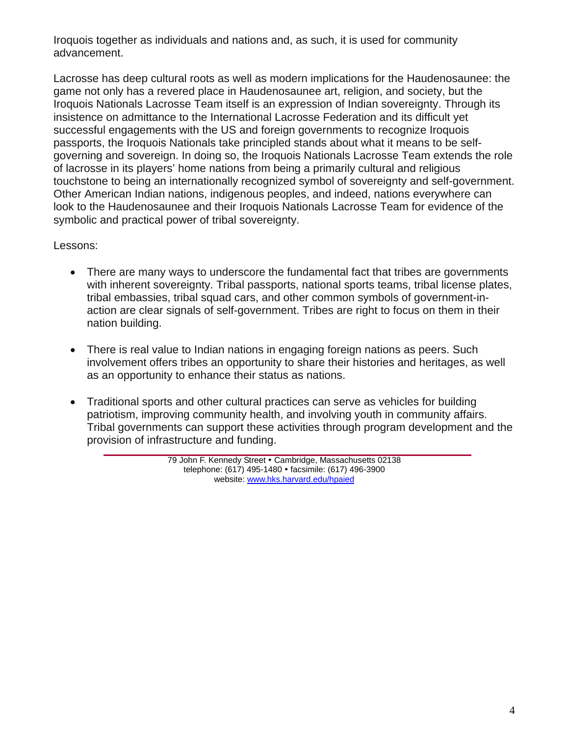Iroquois together as individuals and nations and, as such, it is used for community advancement.

Lacrosse has deep cultural roots as well as modern implications for the Haudenosaunee: the game not only has a revered place in Haudenosaunee art, religion, and society, but the Iroquois Nationals Lacrosse Team itself is an expression of Indian sovereignty. Through its insistence on admittance to the International Lacrosse Federation and its difficult yet successful engagements with the US and foreign governments to recognize Iroquois passports, the Iroquois Nationals take principled stands about what it means to be self-governing and sovereign. In doing so, the Iroquois Nationals Lacrosse Team extends the role of lacrosse in its players' home nations from being a primarily cultural and religious touchstone to being an internationally recognized symbol of sovereignty and self-government. Other American Indian nations, indigenous peoples, and indeed, nations everywhere can look to the Haudenosaunee and their Iroquois Nationals Lacrosse Team for evidence of the symbolic and practical power of tribal sovereignty.

Lessons:

- There are many ways to underscore the fundamental fact that tribes are governments with inherent sovereignty. Tribal passports, national sports teams, tribal license plates, tribal embassies, tribal squad cars, and other common symbols of government-in-action are clear signals of self-government. Tribes are right to focus on them in their nation building.
- There is real value to Indian nations in engaging foreign nations as peers. Such involvement offers tribes an opportunity to share their histories and heritages, as well as an opportunity to enhance their status as nations.
- Traditional sports and other cultural practices can serve as vehicles for building patriotism, improving community health, and involving youth in community affairs. Tribal governments can support these activities through program development and the provision of infrastructure and funding.

79 John F. Kennedy Street • Cambridge, Massachusetts 02138
telephone: (617) 495-1480 • facsimile: (617) 496-3900
website: www.hks.harvard.edu/hpaied